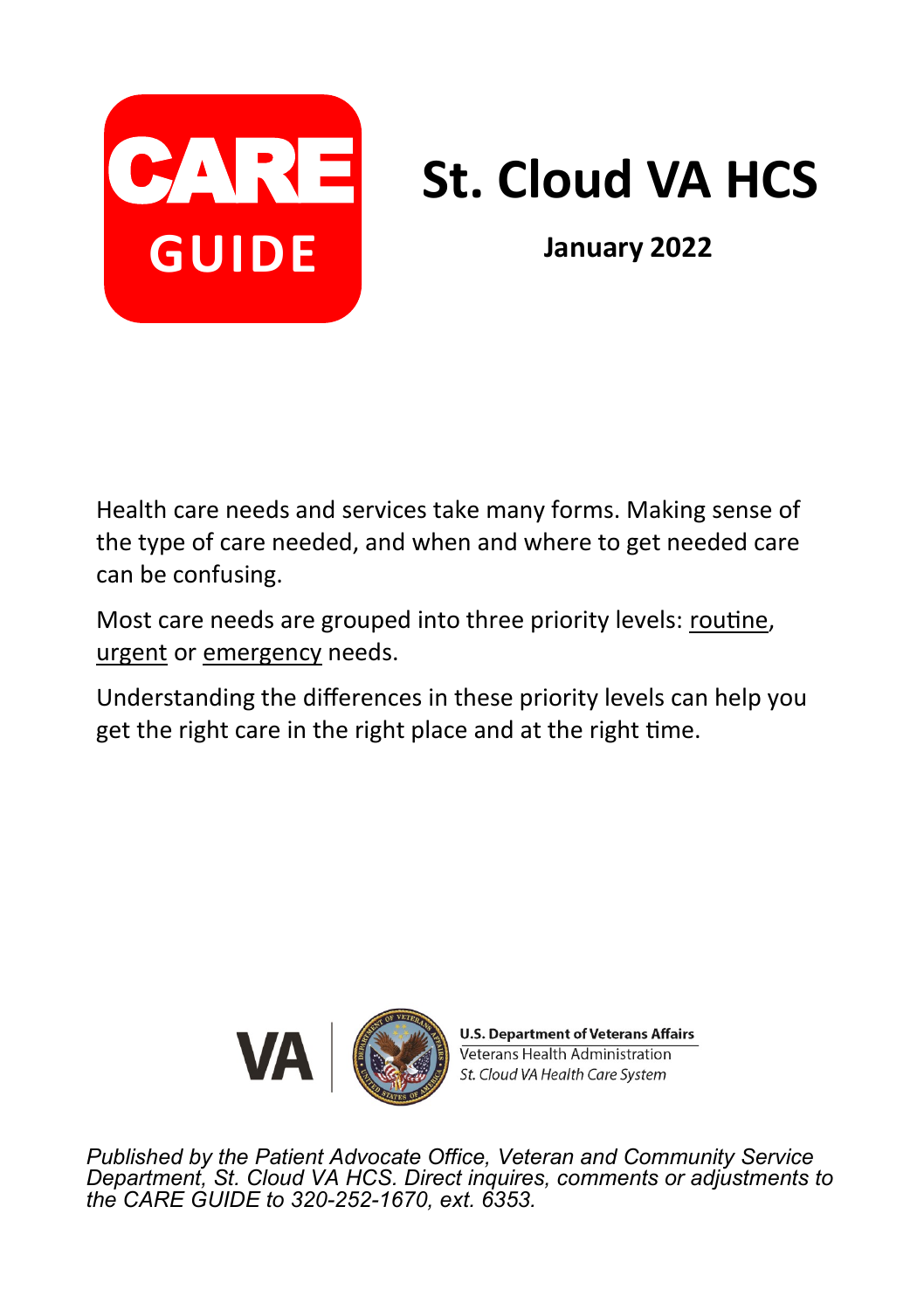# CARE GUIDE

# St. Cloud VA HCS

**January 2022**

Health care needs and services take many forms. Making sense of the type of care needed, and when and where to get needed care can be confusing.

Most care needs are grouped into three priority levels: routine, urgent or emergency needs.

Understanding the differences in these priority levels can help you get the right care in the right place and at the right time.

VA | **U.S. Department of Veterans Affairs**
Veterans Health Administration
*St. Cloud VA Health Care System*

*Published by the Patient Advocate Office, Veteran and Community Service Department, St. Cloud VA HCS. Direct inquires, comments or adjustments to the CARE GUIDE to 320-252-1670, ext. 6353.*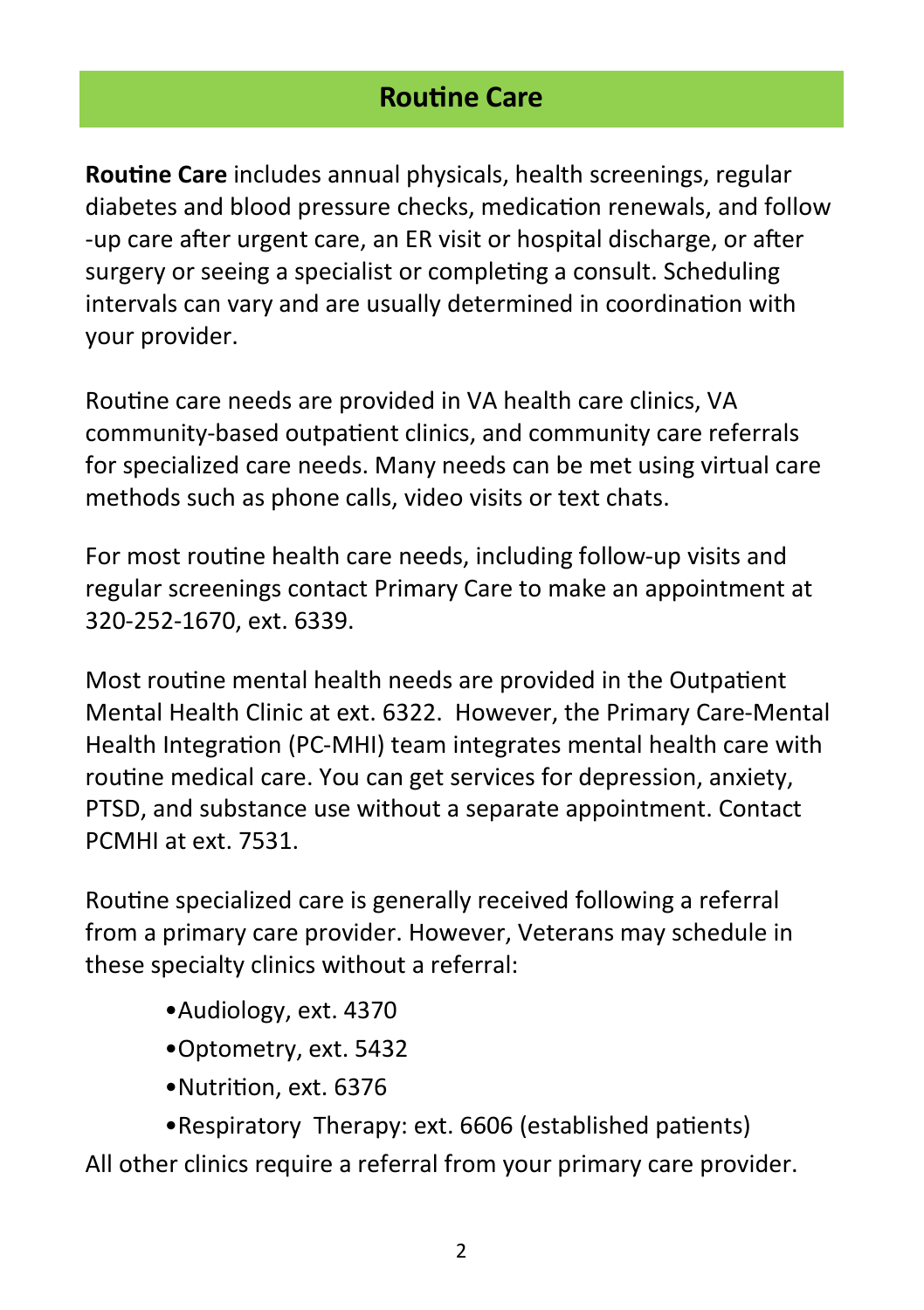## Routine Care

**Routine Care** includes annual physicals, health screenings, regular diabetes and blood pressure checks, medication renewals, and follow-up care after urgent care, an ER visit or hospital discharge, or after surgery or seeing a specialist or completing a consult. Scheduling intervals can vary and are usually determined in coordination with your provider.

Routine care needs are provided in VA health care clinics, VA community-based outpatient clinics, and community care referrals for specialized care needs. Many needs can be met using virtual care methods such as phone calls, video visits or text chats.

For most routine health care needs, including follow-up visits and regular screenings contact Primary Care to make an appointment at 320-252-1670, ext. 6339.

Most routine mental health needs are provided in the Outpatient Mental Health Clinic at ext. 6322. However, the Primary Care-Mental Health Integration (PC-MHI) team integrates mental health care with routine medical care. You can get services for depression, anxiety, PTSD, and substance use without a separate appointment. Contact PCMHI at ext. 7531.

Routine specialized care is generally received following a referral from a primary care provider. However, Veterans may schedule in these specialty clinics without a referral:

- Audiology, ext. 4370
- Optometry, ext. 5432
- Nutrition, ext. 6376
- Respiratory Therapy: ext. 6606 (established patients)

All other clinics require a referral from your primary care provider.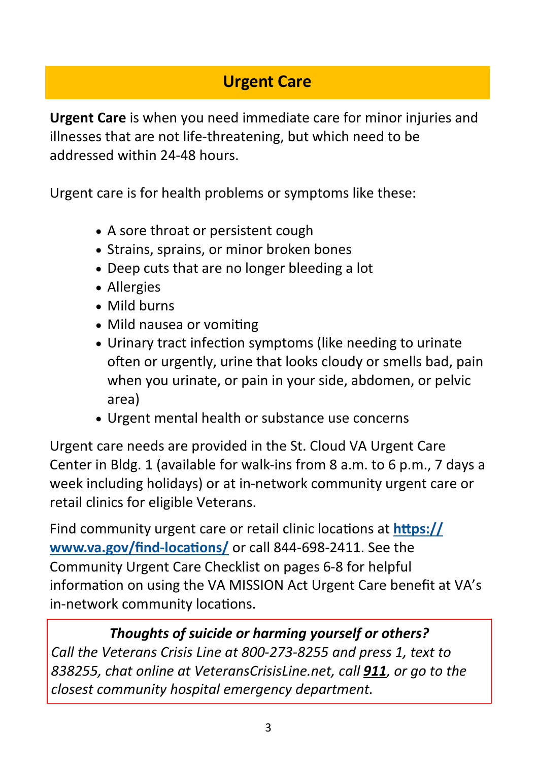## Urgent Care

**Urgent Care** is when you need immediate care for minor injuries and illnesses that are not life-threatening, but which need to be addressed within 24-48 hours.

Urgent care is for health problems or symptoms like these:

- A sore throat or persistent cough
- Strains, sprains, or minor broken bones
- Deep cuts that are no longer bleeding a lot
- Allergies
- Mild burns
- Mild nausea or vomiting
- Urinary tract infection symptoms (like needing to urinate often or urgently, urine that looks cloudy or smells bad, pain when you urinate, or pain in your side, abdomen, or pelvic area)
- Urgent mental health or substance use concerns

Urgent care needs are provided in the St. Cloud VA Urgent Care Center in Bldg. 1 (available for walk-ins from 8 a.m. to 6 p.m., 7 days a week including holidays) or at in-network community urgent care or retail clinics for eligible Veterans.

Find community urgent care or retail clinic locations at **https://www.va.gov/find-locations/** or call 844-698-2411. See the Community Urgent Care Checklist on pages 6-8 for helpful information on using the VA MISSION Act Urgent Care benefit at VA's in-network community locations.

***Thoughts of suicide or harming yourself or others?***
*Call the Veterans Crisis Line at 800-273-8255 and press 1, text to 838255, chat online at VeteransCrisisLine.net, call* ***911****, or go to the closest community hospital emergency department.*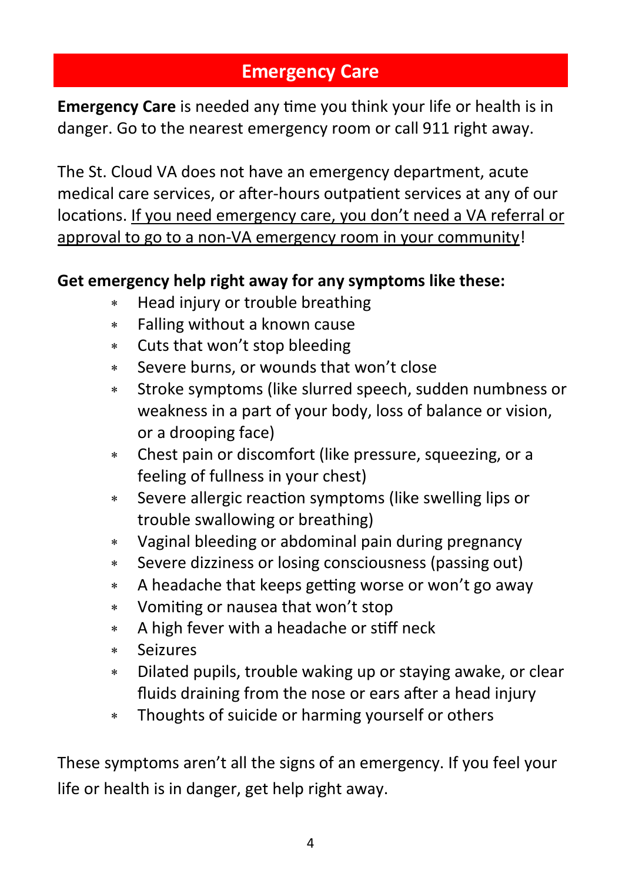## Emergency Care

**Emergency Care** is needed any time you think your life or health is in danger. Go to the nearest emergency room or call 911 right away.

The St. Cloud VA does not have an emergency department, acute medical care services, or after-hours outpatient services at any of our locations. <u>If you need emergency care, you don't need a VA referral or approval to go to a non-VA emergency room in your community</u>!

**Get emergency help right away for any symptoms like these:**

- Head injury or trouble breathing
- Falling without a known cause
- Cuts that won't stop bleeding
- Severe burns, or wounds that won't close
- Stroke symptoms (like slurred speech, sudden numbness or weakness in a part of your body, loss of balance or vision, or a drooping face)
- Chest pain or discomfort (like pressure, squeezing, or a feeling of fullness in your chest)
- Severe allergic reaction symptoms (like swelling lips or trouble swallowing or breathing)
- Vaginal bleeding or abdominal pain during pregnancy
- Severe dizziness or losing consciousness (passing out)
- A headache that keeps getting worse or won't go away
- Vomiting or nausea that won't stop
- A high fever with a headache or stiff neck
- Seizures
- Dilated pupils, trouble waking up or staying awake, or clear fluids draining from the nose or ears after a head injury
- Thoughts of suicide or harming yourself or others

These symptoms aren't all the signs of an emergency. If you feel your life or health is in danger, get help right away.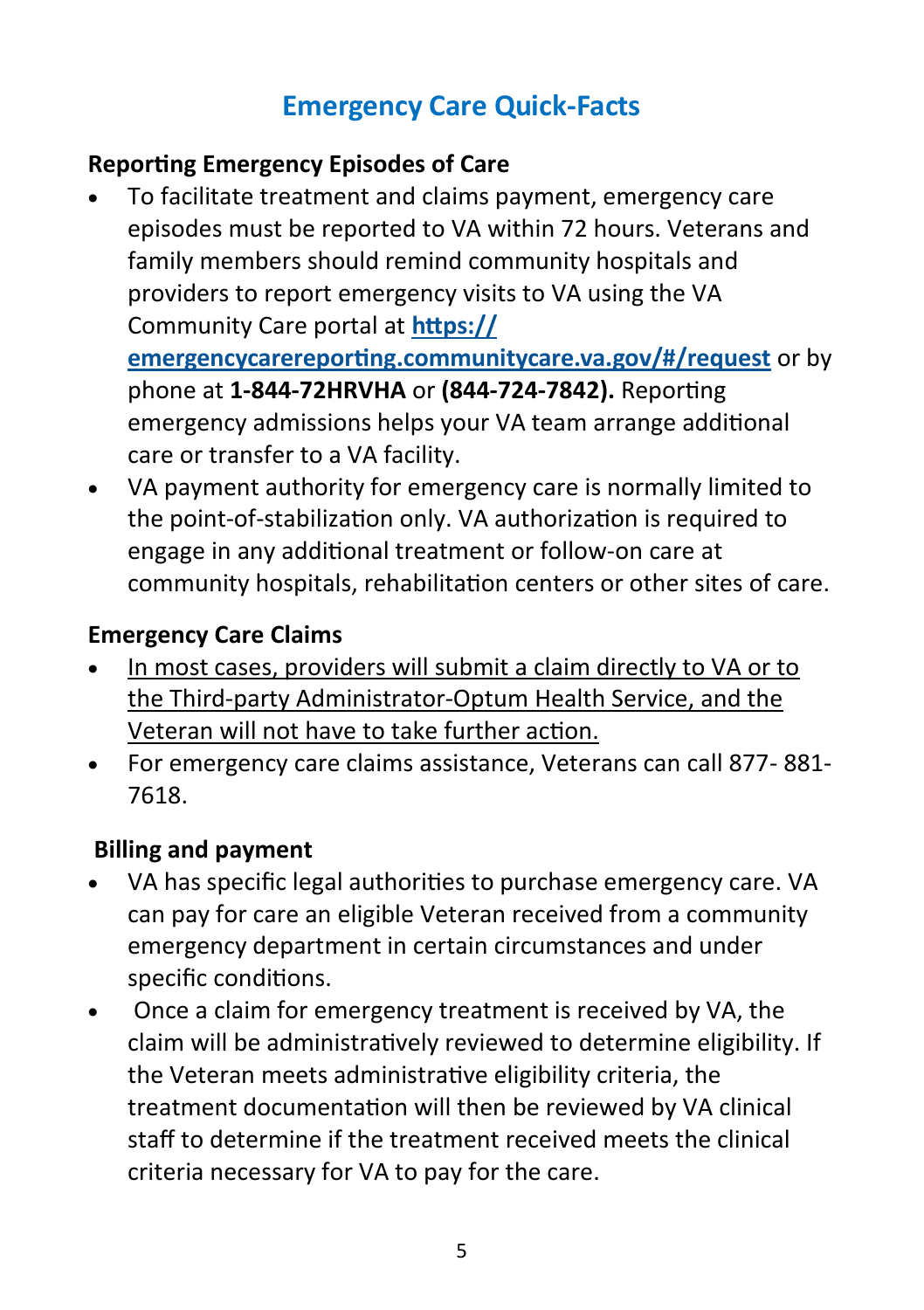# Emergency Care Quick-Facts

## Reporting Emergency Episodes of Care

- To facilitate treatment and claims payment, emergency care episodes must be reported to VA within 72 hours. Veterans and family members should remind community hospitals and providers to report emergency visits to VA using the VA Community Care portal at **https://emergencycarereporting.communitycare.va.gov/#/request** or by phone at **1-844-72HRVHA** or **(844-724-7842).** Reporting emergency admissions helps your VA team arrange additional care or transfer to a VA facility.
- VA payment authority for emergency care is normally limited to the point-of-stabilization only. VA authorization is required to engage in any additional treatment or follow-on care at community hospitals, rehabilitation centers or other sites of care.

## Emergency Care Claims

- <u>In most cases, providers will submit a claim directly to VA or to the Third-party Administrator-Optum Health Service, and the Veteran will not have to take further action.</u>
- For emergency care claims assistance, Veterans can call 877- 881-7618.

## Billing and payment

- VA has specific legal authorities to purchase emergency care. VA can pay for care an eligible Veteran received from a community emergency department in certain circumstances and under specific conditions.
- Once a claim for emergency treatment is received by VA, the claim will be administratively reviewed to determine eligibility. If the Veteran meets administrative eligibility criteria, the treatment documentation will then be reviewed by VA clinical staff to determine if the treatment received meets the clinical criteria necessary for VA to pay for the care.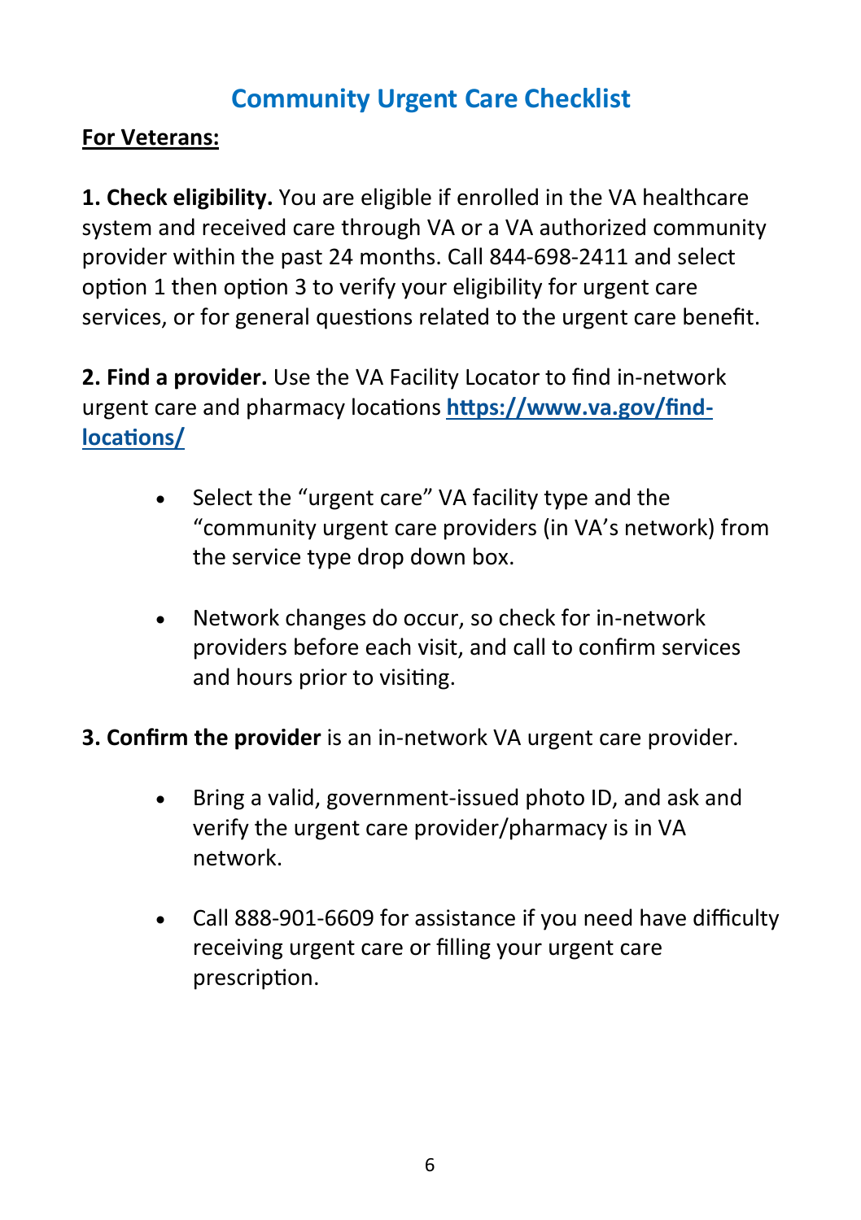# Community Urgent Care Checklist

**For Veterans:**

**1. Check eligibility.** You are eligible if enrolled in the VA healthcare system and received care through VA or a VA authorized community provider within the past 24 months. Call 844-698-2411 and select option 1 then option 3 to verify your eligibility for urgent care services, or for general questions related to the urgent care benefit.

**2. Find a provider.** Use the VA Facility Locator to find in-network urgent care and pharmacy locations **https://www.va.gov/find-locations/**

- Select the "urgent care" VA facility type and the "community urgent care providers (in VA's network) from the service type drop down box.
- Network changes do occur, so check for in-network providers before each visit, and call to confirm services and hours prior to visiting.

**3. Confirm the provider** is an in-network VA urgent care provider.

- Bring a valid, government-issued photo ID, and ask and verify the urgent care provider/pharmacy is in VA network.
- Call 888-901-6609 for assistance if you need have difficulty receiving urgent care or filling your urgent care prescription.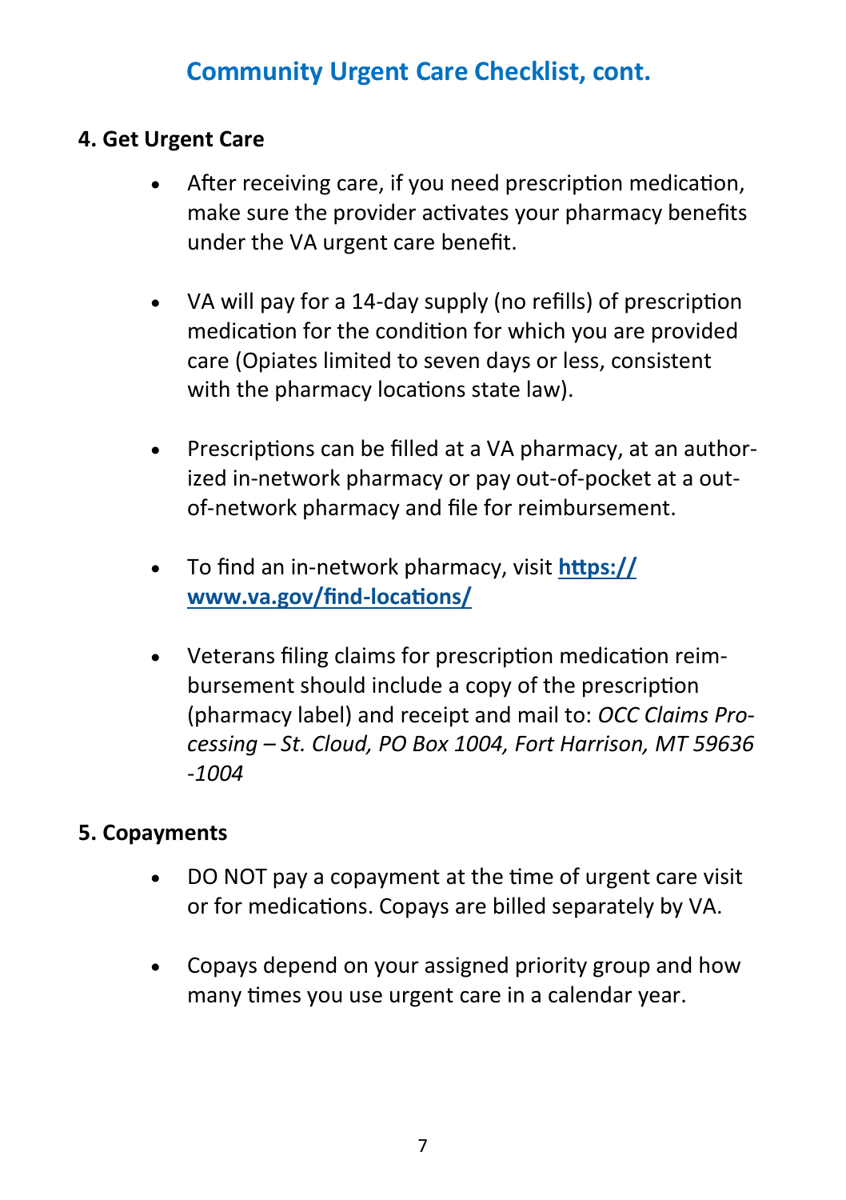## Community Urgent Care Checklist, cont.

**4. Get Urgent Care**

- After receiving care, if you need prescription medication, make sure the provider activates your pharmacy benefits under the VA urgent care benefit.
- VA will pay for a 14-day supply (no refills) of prescription medication for the condition for which you are provided care (Opiates limited to seven days or less, consistent with the pharmacy locations state law).
- Prescriptions can be filled at a VA pharmacy, at an authorized in-network pharmacy or pay out-of-pocket at a out-of-network pharmacy and file for reimbursement.
- To find an in-network pharmacy, visit **https://www.va.gov/find-locations/**
- Veterans filing claims for prescription medication reimbursement should include a copy of the prescription (pharmacy label) and receipt and mail to: *OCC Claims Processing – St. Cloud, PO Box 1004, Fort Harrison, MT 59636-1004*

**5. Copayments**

- DO NOT pay a copayment at the time of urgent care visit or for medications. Copays are billed separately by VA.
- Copays depend on your assigned priority group and how many times you use urgent care in a calendar year.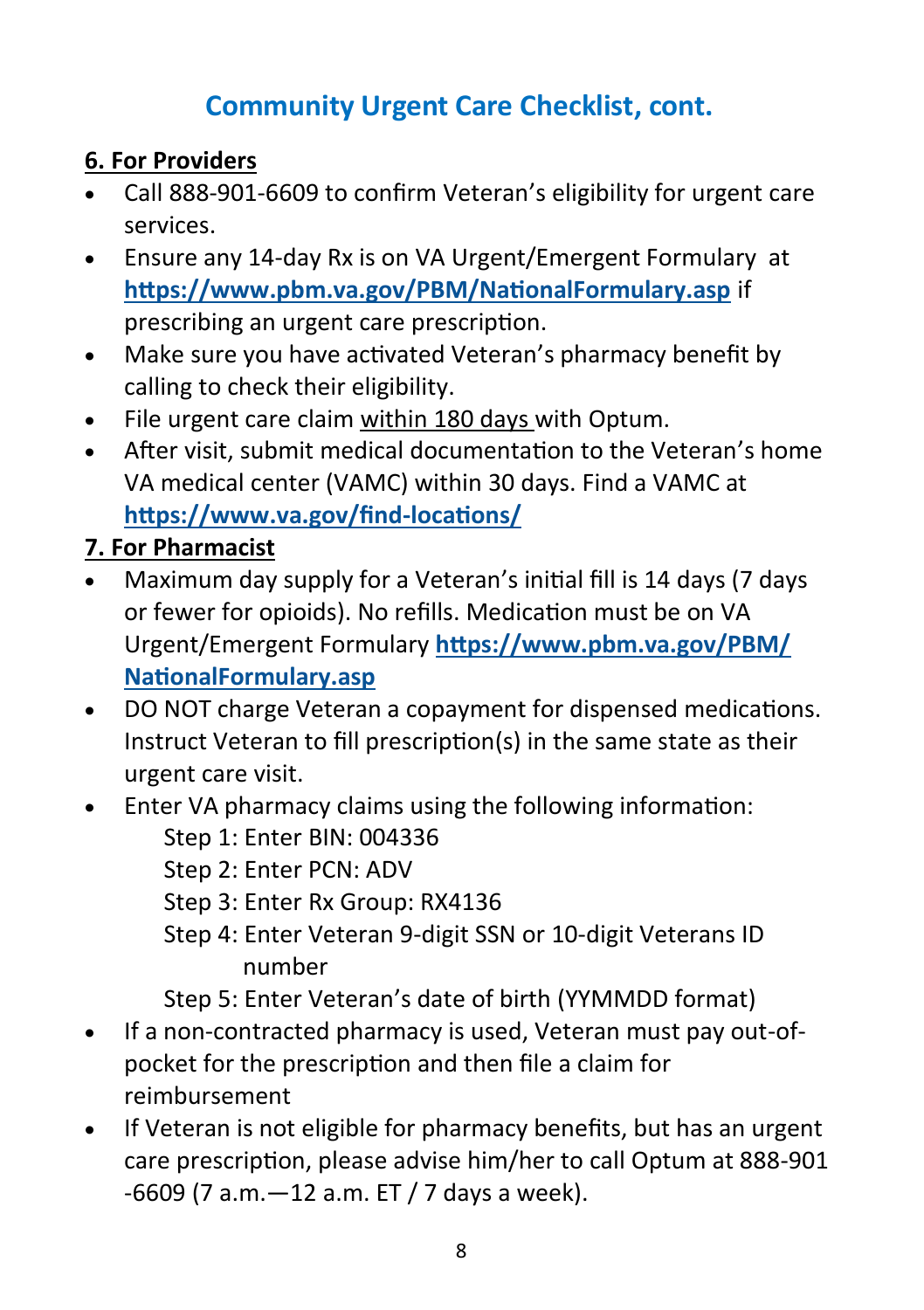## Community Urgent Care Checklist, cont.

**<u>6. For Providers</u>**

- Call 888-901-6609 to confirm Veteran's eligibility for urgent care services.
- Ensure any 14-day Rx is on VA Urgent/Emergent Formulary at **https://www.pbm.va.gov/PBM/NationalFormulary.asp** if prescribing an urgent care prescription.
- Make sure you have activated Veteran's pharmacy benefit by calling to check their eligibility.
- File urgent care claim <u>within 180 days</u> with Optum.
- After visit, submit medical documentation to the Veteran's home VA medical center (VAMC) within 30 days. Find a VAMC at **https://www.va.gov/find-locations/**

**<u>7. For Pharmacist</u>**

- Maximum day supply for a Veteran's initial fill is 14 days (7 days or fewer for opioids). No refills. Medication must be on VA Urgent/Emergent Formulary **https://www.pbm.va.gov/PBM/NationalFormulary.asp**
- DO NOT charge Veteran a copayment for dispensed medications. Instruct Veteran to fill prescription(s) in the same state as their urgent care visit.
- Enter VA pharmacy claims using the following information:
  - Step 1: Enter BIN: 004336
  - Step 2: Enter PCN: ADV
  - Step 3: Enter Rx Group: RX4136
  - Step 4: Enter Veteran 9-digit SSN or 10-digit Veterans ID number
  - Step 5: Enter Veteran's date of birth (YYMMDD format)
- If a non-contracted pharmacy is used, Veteran must pay out-of-pocket for the prescription and then file a claim for reimbursement
- If Veteran is not eligible for pharmacy benefits, but has an urgent care prescription, please advise him/her to call Optum at 888-901-6609 (7 a.m.—12 a.m. ET / 7 days a week).